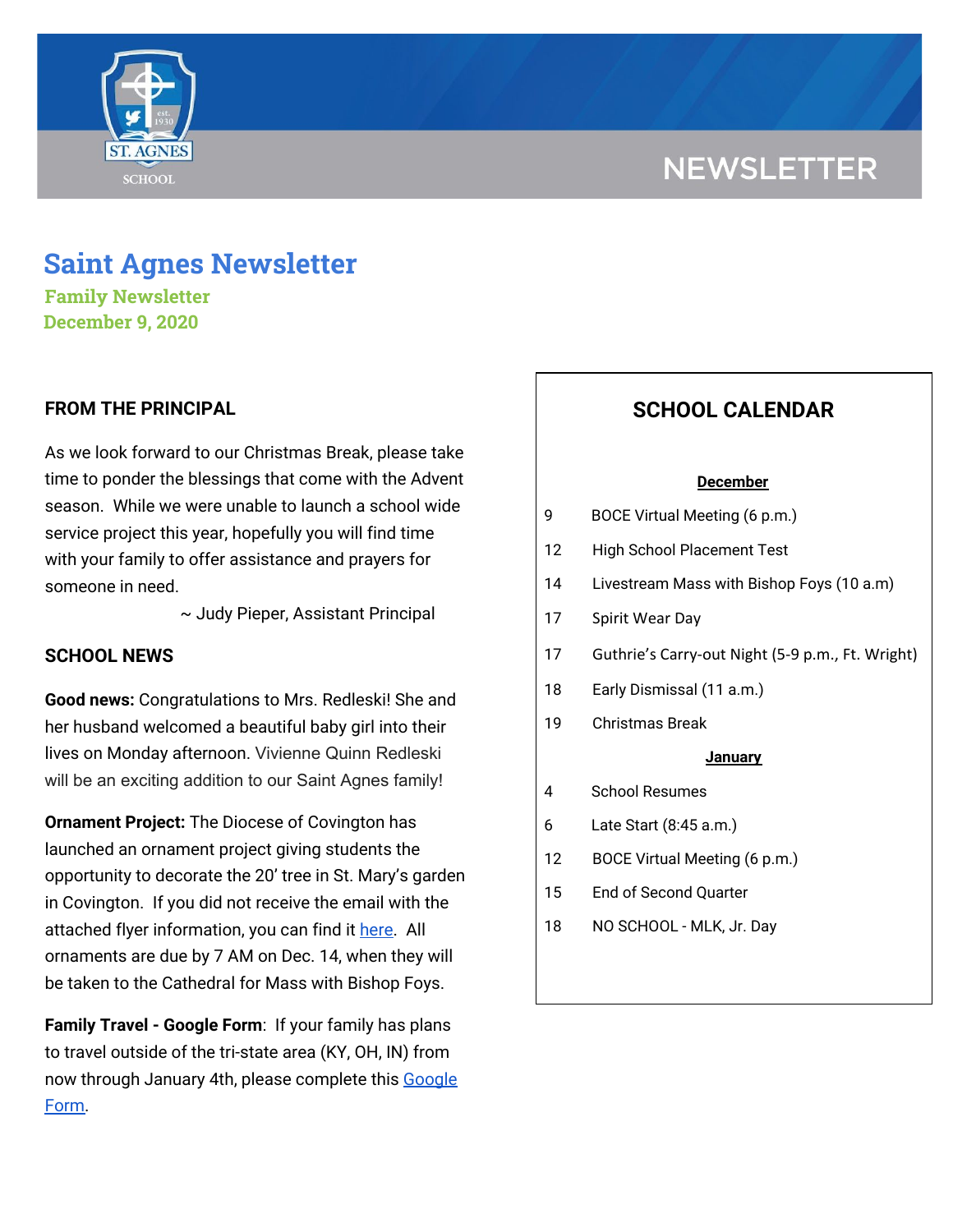NEWSLETTER

# Saint Agnes Newsletter

**Family Newsletter**
**December 9, 2020**

## FROM THE PRINCIPAL

As we look forward to our Christmas Break, please take time to ponder the blessings that come with the Advent season. While we were unable to launch a school wide service project this year, hopefully you will find time with your family to offer assistance and prayers for someone in need.

~ Judy Pieper, Assistant Principal

## SCHOOL NEWS

**Good news:** Congratulations to Mrs. Redleski! She and her husband welcomed a beautiful baby girl into their lives on Monday afternoon. Vivienne Quinn Redleski will be an exciting addition to our Saint Agnes family!

**Ornament Project:** The Diocese of Covington has launched an ornament project giving students the opportunity to decorate the 20' tree in St. Mary's garden in Covington. If you did not receive the email with the attached flyer information, you can find it here. All ornaments are due by 7 AM on Dec. 14, when they will be taken to the Cathedral for Mass with Bishop Foys.

**Family Travel - Google Form**: If your family has plans to travel outside of the tri-state area (KY, OH, IN) from now through January 4th, please complete this Google Form.

## SCHOOL CALENDAR

**December**

| | |
|---|---|
| 9 | BOCE Virtual Meeting (6 p.m.) |
| 12 | High School Placement Test |
| 14 | Livestream Mass with Bishop Foys (10 a.m) |
| 17 | Spirit Wear Day |
| 17 | Guthrie's Carry-out Night (5-9 p.m., Ft. Wright) |
| 18 | Early Dismissal (11 a.m.) |
| 19 | Christmas Break |

**January**

| | |
|---|---|
| 4 | School Resumes |
| 6 | Late Start (8:45 a.m.) |
| 12 | BOCE Virtual Meeting (6 p.m.) |
| 15 | End of Second Quarter |
| 18 | NO SCHOOL - MLK, Jr. Day |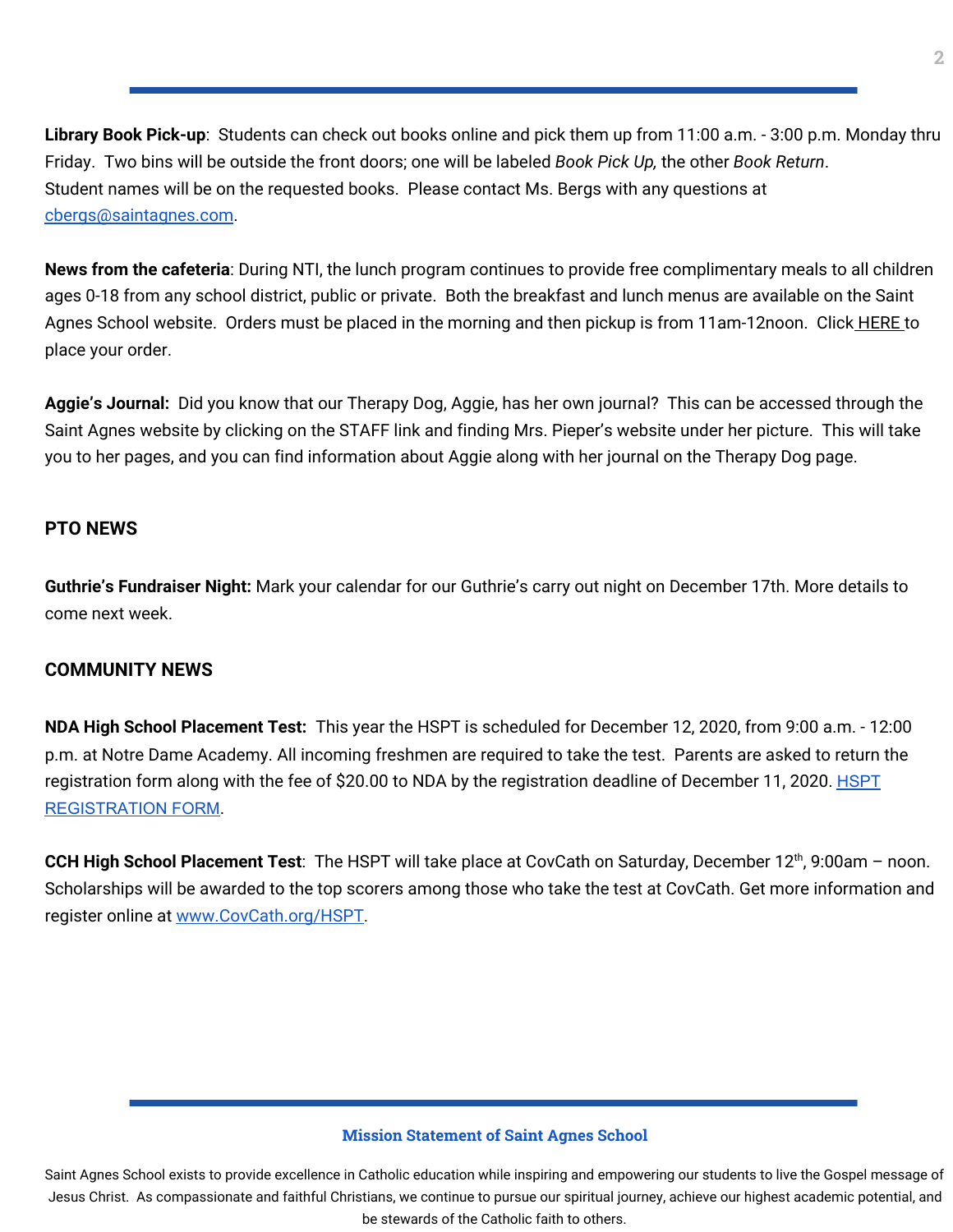**Library Book Pick-up**: Students can check out books online and pick them up from 11:00 a.m. - 3:00 p.m. Monday thru Friday. Two bins will be outside the front doors; one will be labeled *Book Pick Up,* the other *Book Return*. Student names will be on the requested books. Please contact Ms. Bergs with any questions at cbergs@saintagnes.com.

**News from the cafeteria**: During NTI, the lunch program continues to provide free complimentary meals to all children ages 0-18 from any school district, public or private. Both the breakfast and lunch menus are available on the Saint Agnes School website. Orders must be placed in the morning and then pickup is from 11am-12noon. Click HERE to place your order.

**Aggie's Journal:** Did you know that our Therapy Dog, Aggie, has her own journal? This can be accessed through the Saint Agnes website by clicking on the STAFF link and finding Mrs. Pieper's website under her picture. This will take you to her pages, and you can find information about Aggie along with her journal on the Therapy Dog page.

## PTO NEWS

**Guthrie's Fundraiser Night:** Mark your calendar for our Guthrie's carry out night on December 17th. More details to come next week.

## COMMUNITY NEWS

**NDA High School Placement Test:** This year the HSPT is scheduled for December 12, 2020, from 9:00 a.m. - 12:00 p.m. at Notre Dame Academy. All incoming freshmen are required to take the test. Parents are asked to return the registration form along with the fee of $20.00 to NDA by the registration deadline of December 11, 2020. HSPT REGISTRATION FORM.

**CCH High School Placement Test**: The HSPT will take place at CovCath on Saturday, December 12th, 9:00am – noon. Scholarships will be awarded to the top scorers among those who take the test at CovCath. Get more information and register online at www.CovCath.org/HSPT.

### Mission Statement of Saint Agnes School

Saint Agnes School exists to provide excellence in Catholic education while inspiring and empowering our students to live the Gospel message of Jesus Christ. As compassionate and faithful Christians, we continue to pursue our spiritual journey, achieve our highest academic potential, and be stewards of the Catholic faith to others.